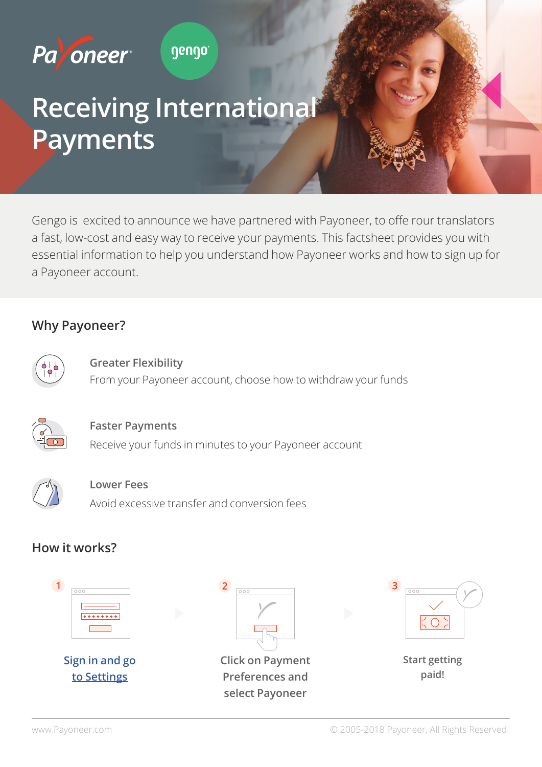# Receiving International Payments

Gengo is excited to announce we have partnered with Payoneer, to offe rour translators a fast, low-cost and easy way to receive your payments. This factsheet provides you with essential information to help you understand how Payoneer works and how to sign up for a Payoneer account.

## Why Payoneer?

**Greater Flexibility**
From your Payoneer account, choose how to withdraw your funds

**Faster Payments**
Receive your funds in minutes to your Payoneer account

**Lower Fees**
Avoid excessive transfer and conversion fees

## How it works?

1. Sign in and go to Settings
2. Click on Payment Preferences and select Payoneer
3. Start getting paid!

www.Payoneer.com

© 2005-2018 Payoneer, All Rights Reserved.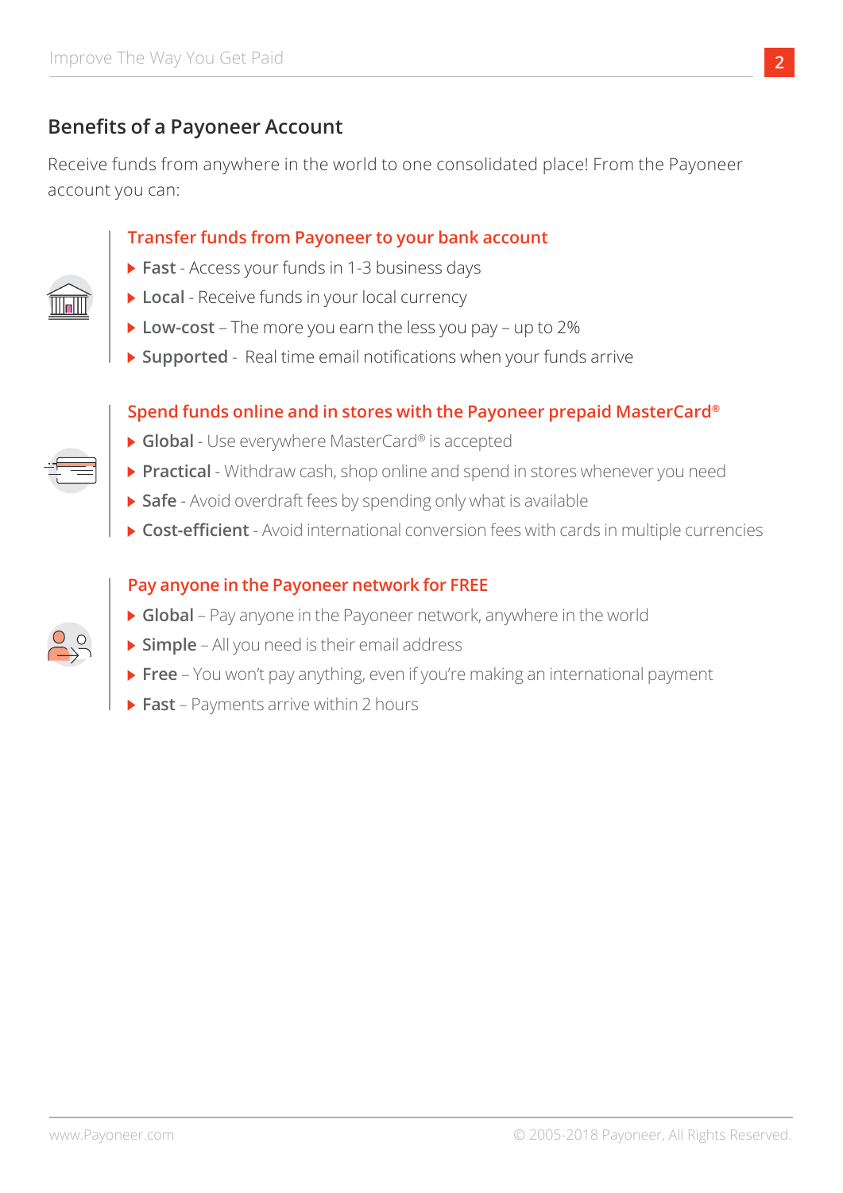## Benefits of a Payoneer Account

Receive funds from anywhere in the world to one consolidated place! From the Payoneer account you can:

### Transfer funds from Payoneer to your bank account

- **Fast** - Access your funds in 1-3 business days
- **Local** - Receive funds in your local currency
- **Low-cost** – The more you earn the less you pay – up to 2%
- **Supported** - Real time email notifications when your funds arrive

### Spend funds online and in stores with the Payoneer prepaid MasterCard®

- **Global** - Use everywhere MasterCard® is accepted
- **Practical** - Withdraw cash, shop online and spend in stores whenever you need
- **Safe** - Avoid overdraft fees by spending only what is available
- **Cost-efficient** - Avoid international conversion fees with cards in multiple currencies

### Pay anyone in the Payoneer network for FREE

- **Global** – Pay anyone in the Payoneer network, anywhere in the world
- **Simple** – All you need is their email address
- **Free** – You won't pay anything, even if you're making an international payment
- **Fast** – Payments arrive within 2 hours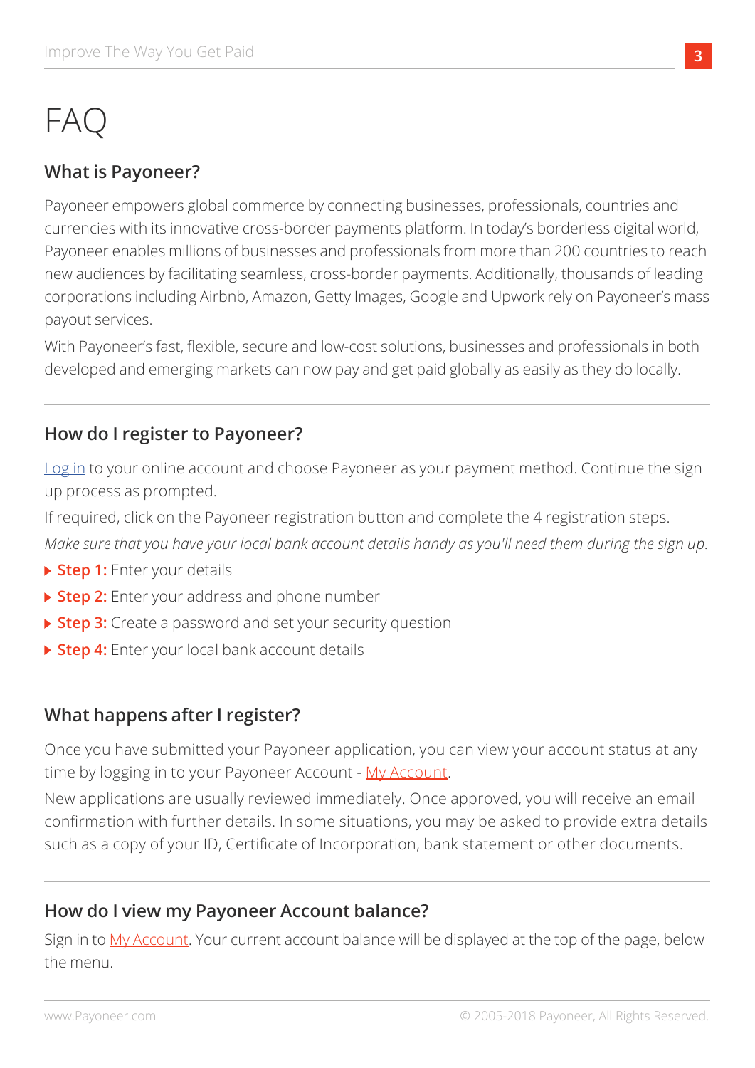# FAQ

## What is Payoneer?

Payoneer empowers global commerce by connecting businesses, professionals, countries and currencies with its innovative cross-border payments platform. In today's borderless digital world, Payoneer enables millions of businesses and professionals from more than 200 countries to reach new audiences by facilitating seamless, cross-border payments. Additionally, thousands of leading corporations including Airbnb, Amazon, Getty Images, Google and Upwork rely on Payoneer's mass payout services.

With Payoneer's fast, flexible, secure and low-cost solutions, businesses and professionals in both developed and emerging markets can now pay and get paid globally as easily as they do locally.

---

## How do I register to Payoneer?

Log in to your online account and choose Payoneer as your payment method. Continue the sign up process as prompted.

If required, click on the Payoneer registration button and complete the 4 registration steps.

*Make sure that you have your local bank account details handy as you'll need them during the sign up.*

- **Step 1:** Enter your details
- **Step 2:** Enter your address and phone number
- **Step 3:** Create a password and set your security question
- **Step 4:** Enter your local bank account details

---

## What happens after I register?

Once you have submitted your Payoneer application, you can view your account status at any time by logging in to your Payoneer Account - My Account.

New applications are usually reviewed immediately. Once approved, you will receive an email confirmation with further details. In some situations, you may be asked to provide extra details such as a copy of your ID, Certificate of Incorporation, bank statement or other documents.

---

## How do I view my Payoneer Account balance?

Sign in to My Account. Your current account balance will be displayed at the top of the page, below the menu.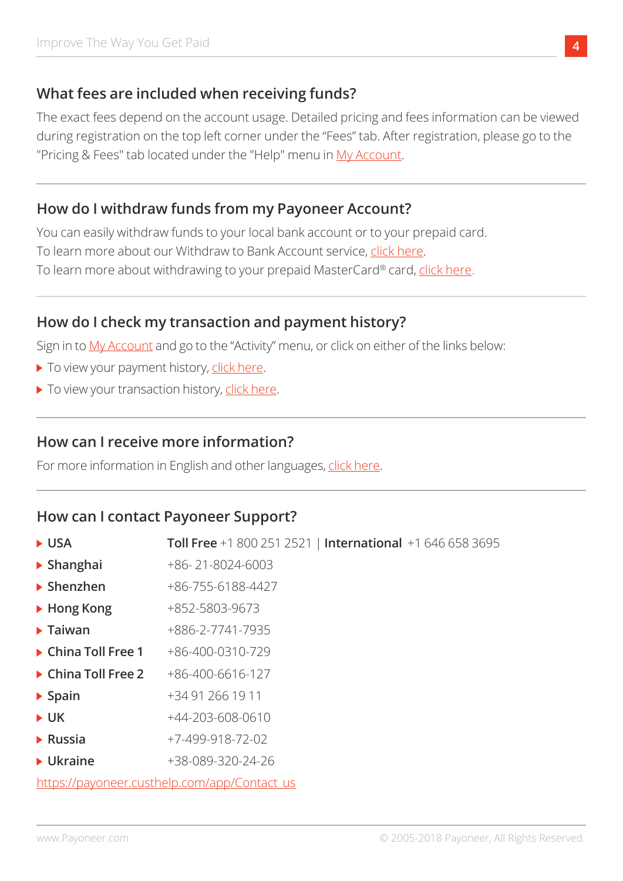## What fees are included when receiving funds?

The exact fees depend on the account usage. Detailed pricing and fees information can be viewed during registration on the top left corner under the "Fees" tab. After registration, please go to the "Pricing & Fees" tab located under the "Help" menu in My Account.

## How do I withdraw funds from my Payoneer Account?

You can easily withdraw funds to your local bank account or to your prepaid card.
To learn more about our Withdraw to Bank Account service, click here.
To learn more about withdrawing to your prepaid MasterCard® card, click here.

## How do I check my transaction and payment history?

Sign in to My Account and go to the "Activity" menu, or click on either of the links below:

- To view your payment history, click here.
- To view your transaction history, click here.

## How can I receive more information?

For more information in English and other languages, click here.

## How can I contact Payoneer Support?

- **USA** — **Toll Free** +1 800 251 2521 | **International** +1 646 658 3695
- **Shanghai** — +86- 21-8024-6003
- **Shenzhen** — +86-755-6188-4427
- **Hong Kong** — +852-5803-9673
- **Taiwan** — +886-2-7741-7935
- **China Toll Free 1** — +86-400-0310-729
- **China Toll Free 2** — +86-400-6616-127
- **Spain** — +34 91 266 19 11
- **UK** — +44-203-608-0610
- **Russia** — +7-499-918-72-02
- **Ukraine** — +38-089-320-24-26

https://payoneer.custhelp.com/app/Contact_us